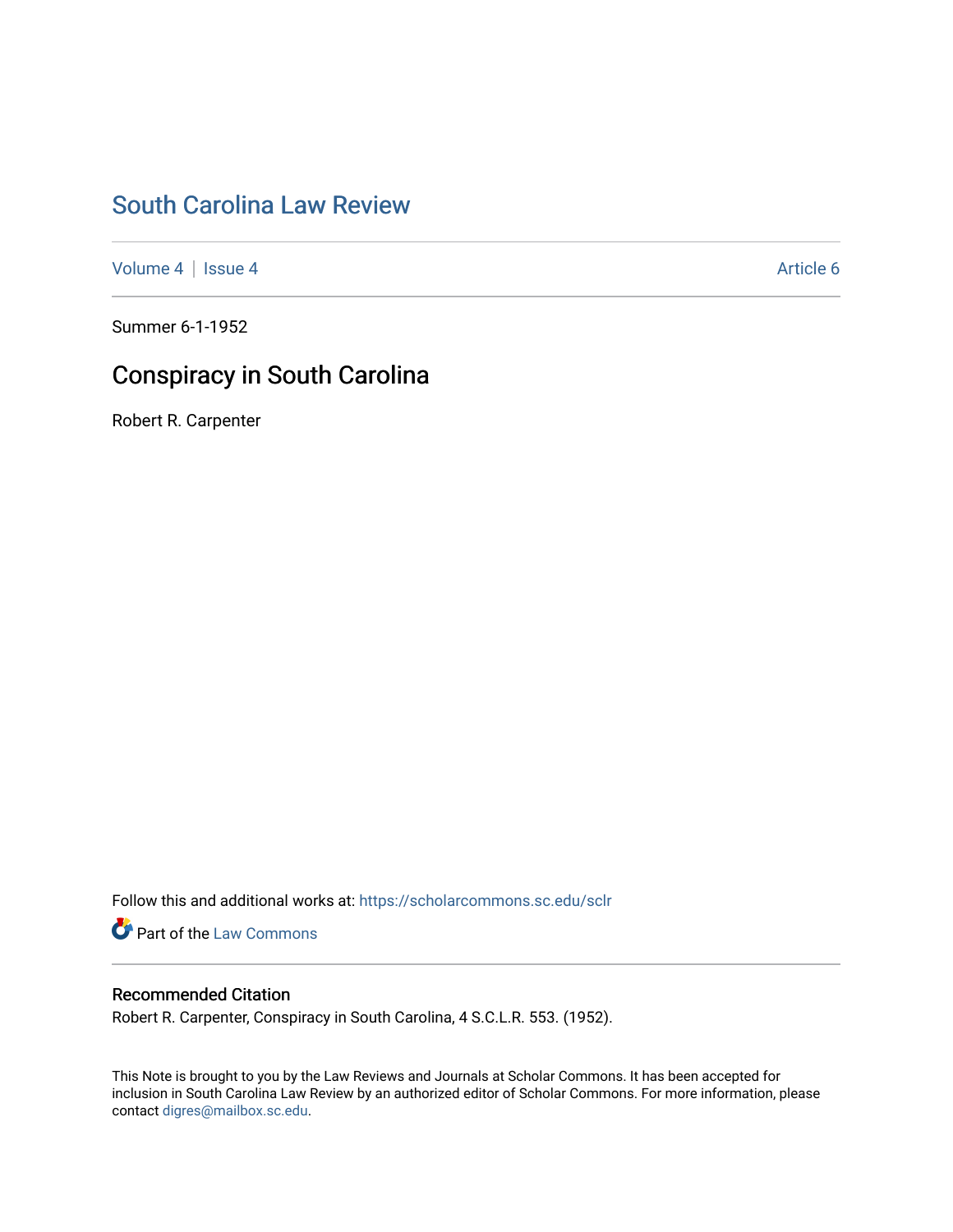# South Carolina Law Review

Volume 4 | Issue 4 Article 6

Summer 6-1-1952

## Conspiracy in South Carolina

Robert R. Carpenter

Follow this and additional works at: https://scholarcommons.sc.edu/sclr

Part of the Law Commons

### Recommended Citation

Robert R. Carpenter, Conspiracy in South Carolina, 4 S.C.L.R. 553. (1952).

This Note is brought to you by the Law Reviews and Journals at Scholar Commons. It has been accepted for inclusion in South Carolina Law Review by an authorized editor of Scholar Commons. For more information, please contact digres@mailbox.sc.edu.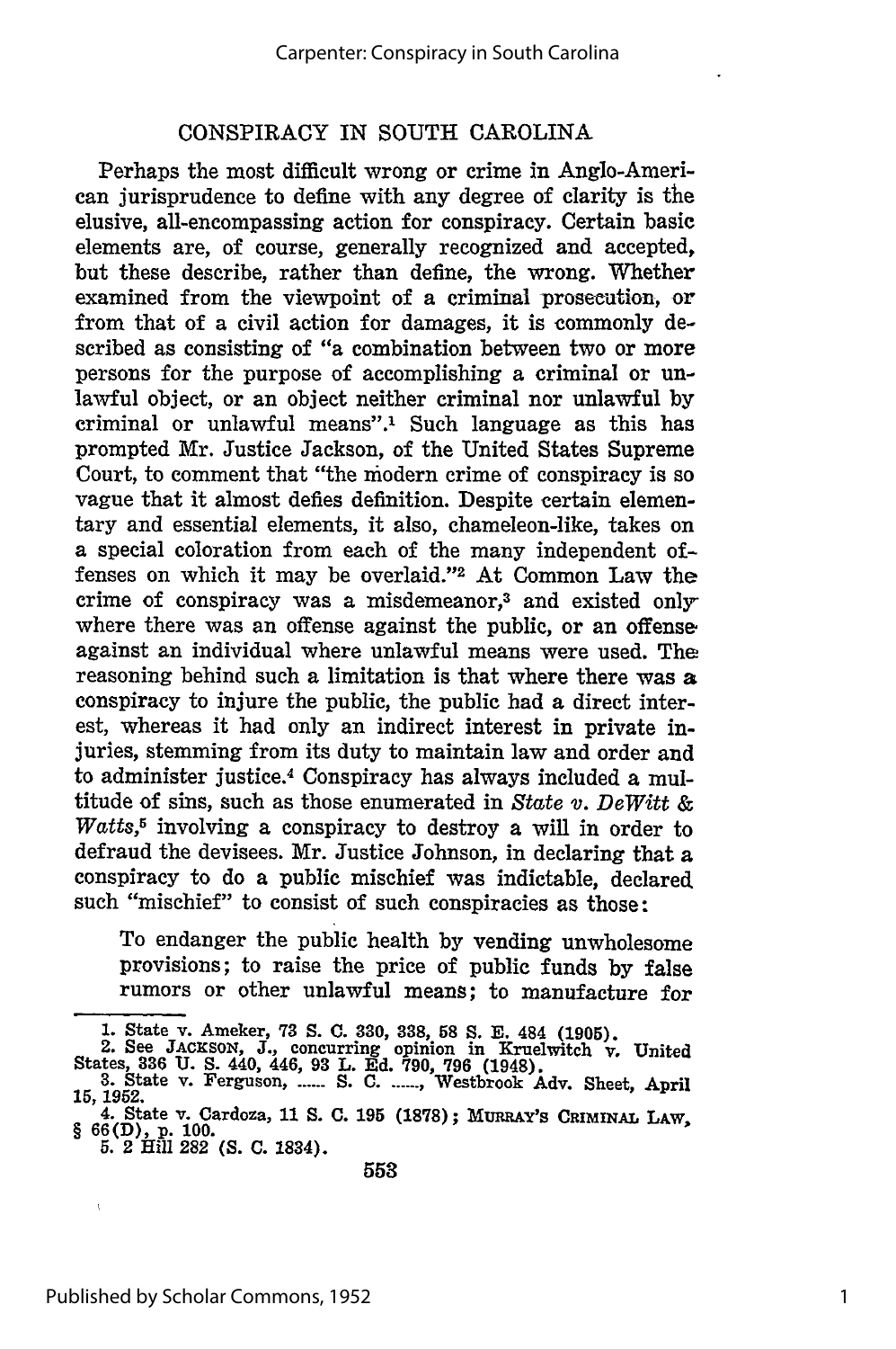## CONSPIRACY IN SOUTH CAROLINA

Perhaps the most difficult wrong or crime in Anglo-American jurisprudence to define with any degree of clarity is the elusive, all-encompassing action for conspiracy. Certain basic elements are, of course, generally recognized and accepted, but these describe, rather than define, the wrong. Whether examined from the viewpoint of a criminal prosecution, or from that of a civil action for damages, it is commonly described as consisting of "a combination between two or more persons for the purpose of accomplishing a criminal or unlawful object, or an object neither criminal nor unlawful by criminal or unlawful means".[1] Such language as this has prompted Mr. Justice Jackson, of the United States Supreme Court, to comment that "the modern crime of conspiracy is so vague that it almost defies definition. Despite certain elementary and essential elements, it also, chameleon-like, takes on a special coloration from each of the many independent offenses on which it may be overlaid."[2] At Common Law the crime of conspiracy was a misdemeanor,[3] and existed only where there was an offense against the public, or an offense against an individual where unlawful means were used. The reasoning behind such a limitation is that where there was a conspiracy to injure the public, the public had a direct interest, whereas it had only an indirect interest in private injuries, stemming from its duty to maintain law and order and to administer justice.[4] Conspiracy has always included a multitude of sins, such as those enumerated in *State v. DeWitt & Watts*,[5] involving a conspiracy to destroy a will in order to defraud the devisees. Mr. Justice Johnson, in declaring that a conspiracy to do a public mischief was indictable, declared such "mischief" to consist of such conspiracies as those:

> To endanger the public health by vending unwholesome provisions; to raise the price of public funds by false rumors or other unlawful means; to manufacture for

---

1. State v. Ameker, 73 S. C. 330, 338, 58 S. E. 484 (1905).
2. See JACKSON, J., concurring opinion in Kruelwitch v. United States, 336 U. S. 440, 446, 93 L. Ed. 790, 796 (1948).
3. State v. Ferguson, ...... S. C. ......, Westbrook Adv. Sheet, April 15, 1952.
4. State v. Cardoza, 11 S. C. 195 (1878); MURRAY'S CRIMINAL LAW, § 66(D), p. 100.
5. 2 Hill 282 (S. C. 1834).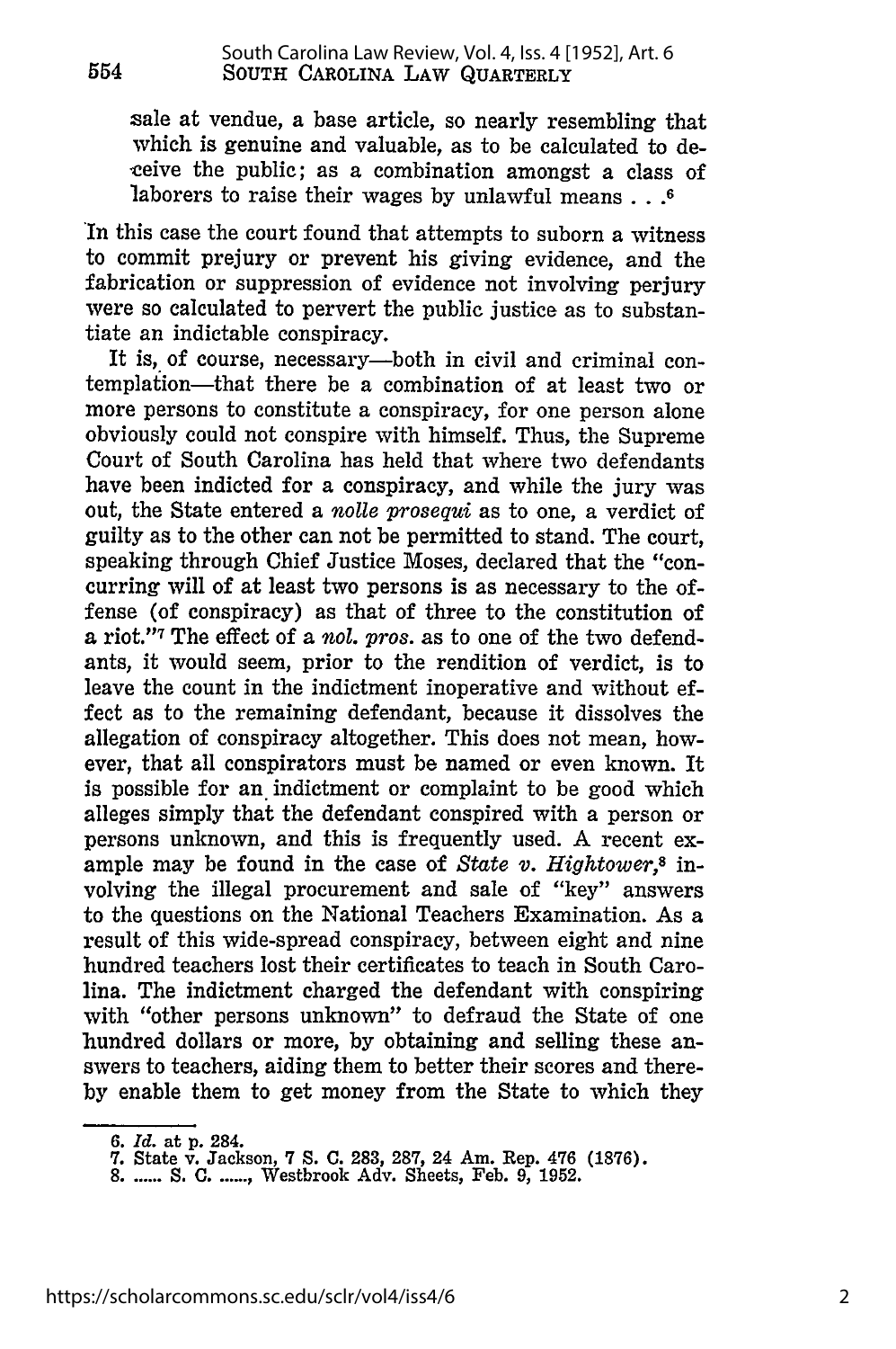sale at vendue, a base article, so nearly resembling that which is genuine and valuable, as to be calculated to deceive the public; as a combination amongst a class of laborers to raise their wages by unlawful means . . .[6]

In this case the court found that attempts to suborn a witness to commit prejury or prevent his giving evidence, and the fabrication or suppression of evidence not involving perjury were so calculated to pervert the public justice as to substantiate an indictable conspiracy.

It is, of course, necessary—both in civil and criminal contemplation—that there be a combination of at least two or more persons to constitute a conspiracy, for one person alone obviously could not conspire with himself. Thus, the Supreme Court of South Carolina has held that where two defendants have been indicted for a conspiracy, and while the jury was out, the State entered a *nolle prosequi* as to one, a verdict of guilty as to the other can not be permitted to stand. The court, speaking through Chief Justice Moses, declared that the "concurring will of at least two persons is as necessary to the offense (of conspiracy) as that of three to the constitution of a riot."[7] The effect of a *nol. pros.* as to one of the two defendants, it would seem, prior to the rendition of verdict, is to leave the count in the indictment inoperative and without effect as to the remaining defendant, because it dissolves the allegation of conspiracy altogether. This does not mean, however, that all conspirators must be named or even known. It is possible for an indictment or complaint to be good which alleges simply that the defendant conspired with a person or persons unknown, and this is frequently used. A recent example may be found in the case of *State v. Hightower*,[8] involving the illegal procurement and sale of "key" answers to the questions on the National Teachers Examination. As a result of this wide-spread conspiracy, between eight and nine hundred teachers lost their certificates to teach in South Carolina. The indictment charged the defendant with conspiring with "other persons unknown" to defraud the State of one hundred dollars or more, by obtaining and selling these answers to teachers, aiding them to better their scores and thereby enable them to get money from the State to which they

---

6. *Id.* at p. 284.
7. State v. Jackson, 7 S. C. 283, 287, 24 Am. Rep. 476 (1876).
8. ...... S. C. ......, Westbrook Adv. Sheets, Feb. 9, 1952.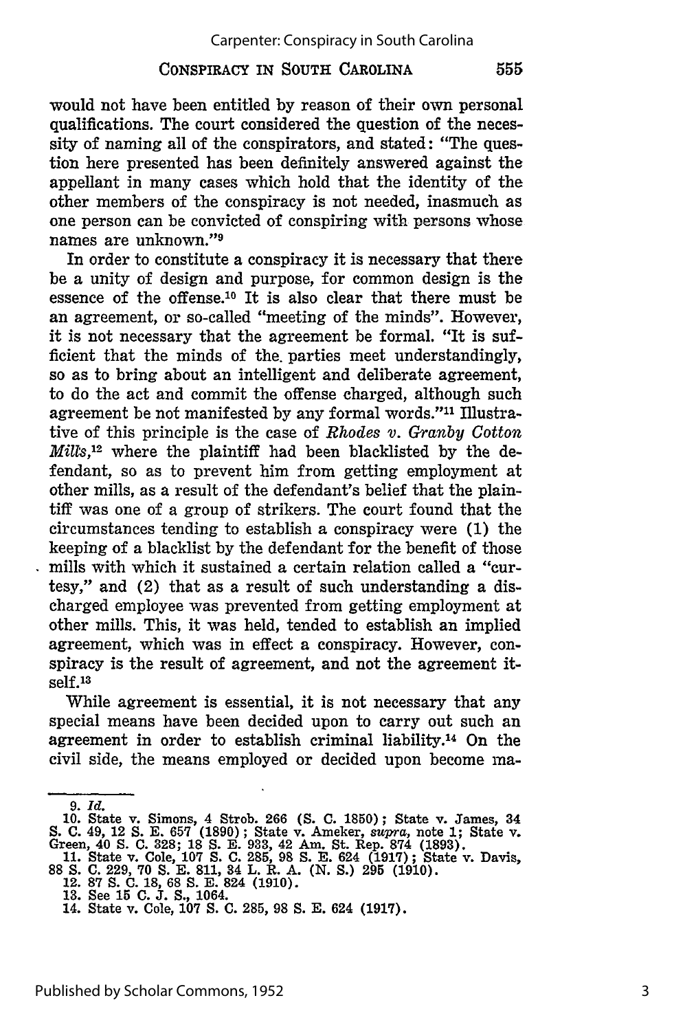would not have been entitled by reason of their own personal qualifications. The court considered the question of the necessity of naming all of the conspirators, and stated: "The question here presented has been definitely answered against the appellant in many cases which hold that the identity of the other members of the conspiracy is not needed, inasmuch as one person can be convicted of conspiring with persons whose names are unknown."[9]

In order to constitute a conspiracy it is necessary that there be a unity of design and purpose, for common design is the essence of the offense.[10] It is also clear that there must be an agreement, or so-called "meeting of the minds". However, it is not necessary that the agreement be formal. "It is sufficient that the minds of the parties meet understandingly, so as to bring about an intelligent and deliberate agreement, to do the act and commit the offense charged, although such agreement be not manifested by any formal words."[11] Illustrative of this principle is the case of *Rhodes v. Granby Cotton Mills*,[12] where the plaintiff had been blacklisted by the defendant, so as to prevent him from getting employment at other mills, as a result of the defendant's belief that the plaintiff was one of a group of strikers. The court found that the circumstances tending to establish a conspiracy were (1) the keeping of a blacklist by the defendant for the benefit of those mills with which it sustained a certain relation called a "curtesy," and (2) that as a result of such understanding a discharged employee was prevented from getting employment at other mills. This, it was held, tended to establish an implied agreement, which was in effect a conspiracy. However, conspiracy is the result of agreement, and not the agreement itself.[13]

While agreement is essential, it is not necessary that any special means have been decided upon to carry out such an agreement in order to establish criminal liability.[14] On the civil side, the means employed or decided upon become ma-

---

9. *Id.*
10. State v. Simons, 4 Strob. 266 (S. C. 1850); State v. James, 34 S. C. 49, 12 S. E. 657 (1890); State v. Ameker, *supra*, note 1; State v. Green, 40 S. C. 328; 18 S. E. 933, 42 Am. St. Rep. 874 (1893).
11. State v. Cole, 107 S. C. 285, 98 S. E. 624 (1917); State v. Davis, 88 S. C. 229, 70 S. E. 811, 34 L. R. A. (N. S.) 295 (1910).
12. 87 S. C. 18, 68 S. E. 824 (1910).
13. See 15 C. J. S., 1064.
14. State v. Cole, 107 S. C. 285, 98 S. E. 624 (1917).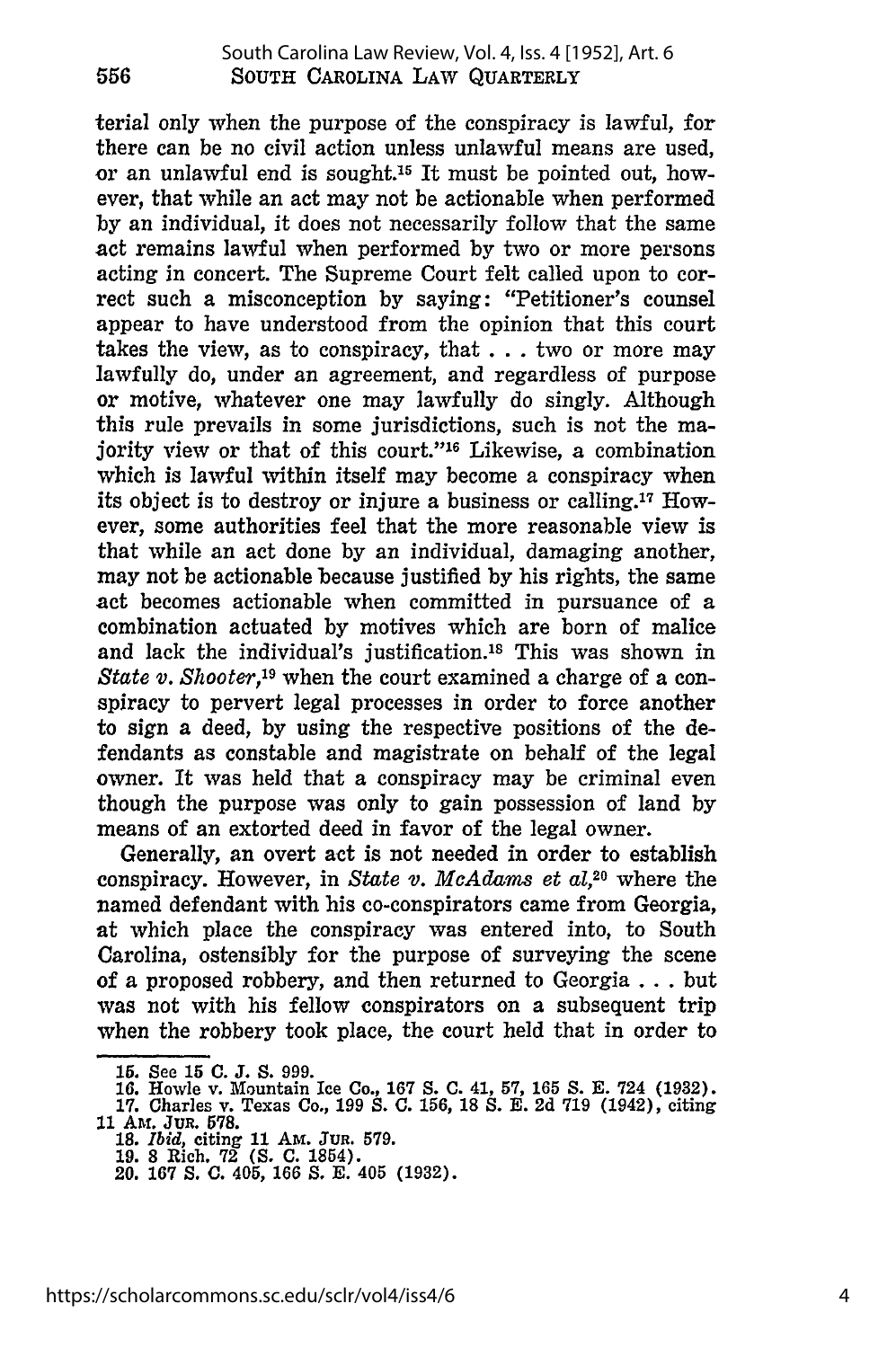terial only when the purpose of the conspiracy is lawful, for there can be no civil action unless unlawful means are used, or an unlawful end is sought.[15] It must be pointed out, however, that while an act may not be actionable when performed by an individual, it does not necessarily follow that the same act remains lawful when performed by two or more persons acting in concert. The Supreme Court felt called upon to correct such a misconception by saying: "Petitioner's counsel appear to have understood from the opinion that this court takes the view, as to conspiracy, that . . . two or more may lawfully do, under an agreement, and regardless of purpose or motive, whatever one may lawfully do singly. Although this rule prevails in some jurisdictions, such is not the majority view or that of this court."[16] Likewise, a combination which is lawful within itself may become a conspiracy when its object is to destroy or injure a business or calling.[17] However, some authorities feel that the more reasonable view is that while an act done by an individual, damaging another, may not be actionable because justified by his rights, the same act becomes actionable when committed in pursuance of a combination actuated by motives which are born of malice and lack the individual's justification.[18] This was shown in *State v. Shooter*,[19] when the court examined a charge of a conspiracy to pervert legal processes in order to force another to sign a deed, by using the respective positions of the defendants as constable and magistrate on behalf of the legal owner. It was held that a conspiracy may be criminal even though the purpose was only to gain possession of land by means of an extorted deed in favor of the legal owner.

Generally, an overt act is not needed in order to establish conspiracy. However, in *State v. McAdams et al*,[20] where the named defendant with his co-conspirators came from Georgia, at which place the conspiracy was entered into, to South Carolina, ostensibly for the purpose of surveying the scene of a proposed robbery, and then returned to Georgia . . . but was not with his fellow conspirators on a subsequent trip when the robbery took place, the court held that in order to

---

15. See 15 C. J. S. 999.
16. Howle v. Mountain Ice Co., 167 S. C. 41, 57, 165 S. E. 724 (1932).
17. Charles v. Texas Co., 199 S. C. 156, 18 S. E. 2d 719 (1942), citing 11 AM. JUR. 578.
18. *Ibid*, citing 11 AM. JUR. 579.
19. 8 Rich. 72 (S. C. 1854).
20. 167 S. C. 405, 166 S. E. 405 (1932).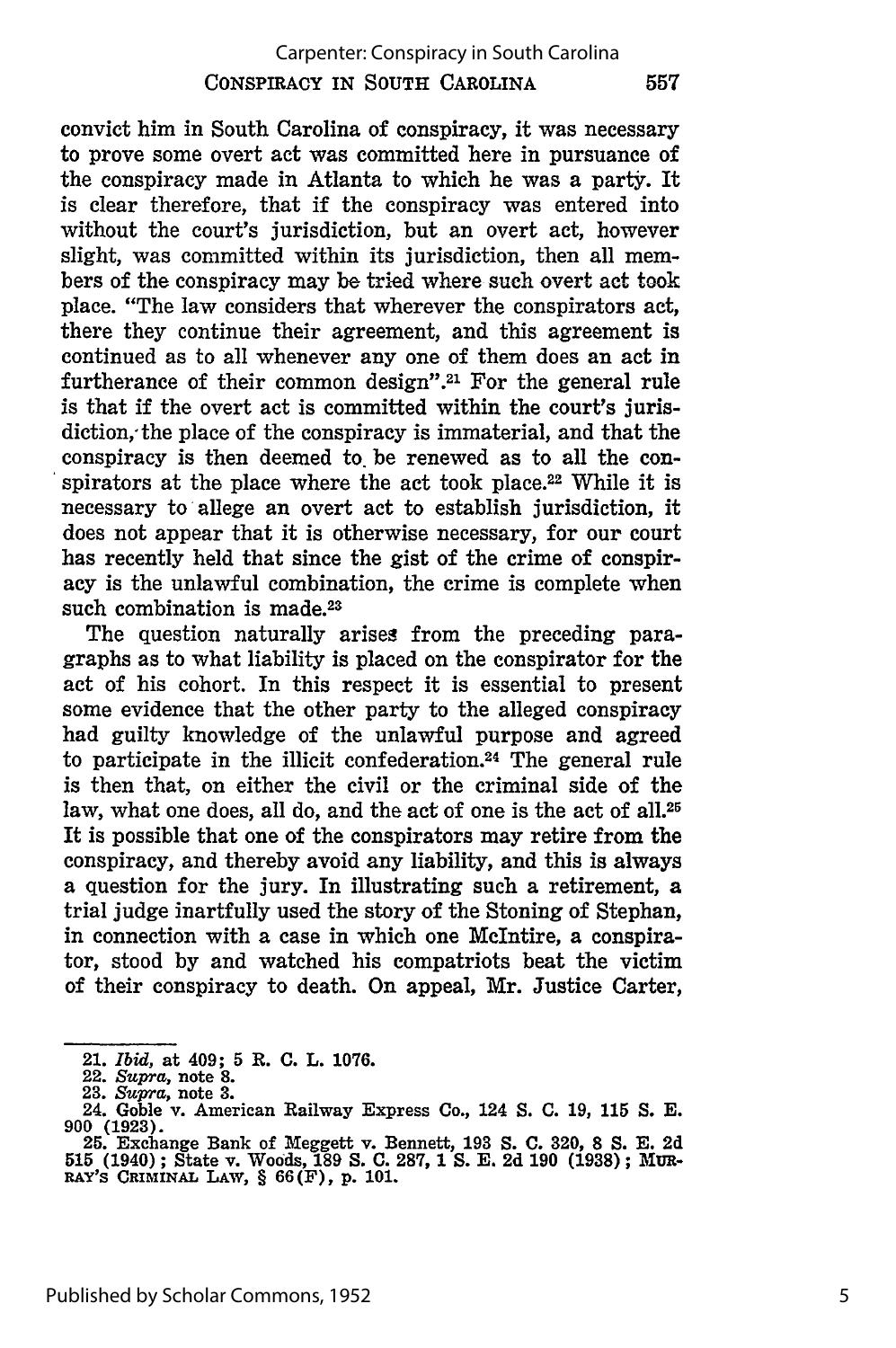convict him in South Carolina of conspiracy, it was necessary to prove some overt act was committed here in pursuance of the conspiracy made in Atlanta to which he was a party. It is clear therefore, that if the conspiracy was entered into without the court's jurisdiction, but an overt act, however slight, was committed within its jurisdiction, then all members of the conspiracy may be tried where such overt act took place. "The law considers that wherever the conspirators act, there they continue their agreement, and this agreement is continued as to all whenever any one of them does an act in furtherance of their common design".[21] For the general rule is that if the overt act is committed within the court's jurisdiction, the place of the conspiracy is immaterial, and that the conspiracy is then deemed to be renewed as to all the conspirators at the place where the act took place.[22] While it is necessary to allege an overt act to establish jurisdiction, it does not appear that it is otherwise necessary, for our court has recently held that since the gist of the crime of conspiracy is the unlawful combination, the crime is complete when such combination is made.[23]

The question naturally arises from the preceding paragraphs as to what liability is placed on the conspirator for the act of his cohort. In this respect it is essential to present some evidence that the other party to the alleged conspiracy had guilty knowledge of the unlawful purpose and agreed to participate in the illicit confederation.[24] The general rule is then that, on either the civil or the criminal side of the law, what one does, all do, and the act of one is the act of all.[25] It is possible that one of the conspirators may retire from the conspiracy, and thereby avoid any liability, and this is always a question for the jury. In illustrating such a retirement, a trial judge inartfully used the story of the Stoning of Stephan, in connection with a case in which one McIntire, a conspirator, stood by and watched his compatriots beat the victim of their conspiracy to death. On appeal, Mr. Justice Carter,

---

21. *Ibid*, at 409; 5 R. C. L. 1076.
22. *Supra*, note 8.
23. *Supra*, note 3.
24. Goble v. American Railway Express Co., 124 S. C. 19, 115 S. E. 900 (1923).
25. Exchange Bank of Meggett v. Bennett, 193 S. C. 320, 8 S. E. 2d 515 (1940); State v. Woods, 189 S. C. 287, 1 S. E. 2d 190 (1938); MURRAY'S CRIMINAL LAW, § 66(F), p. 101.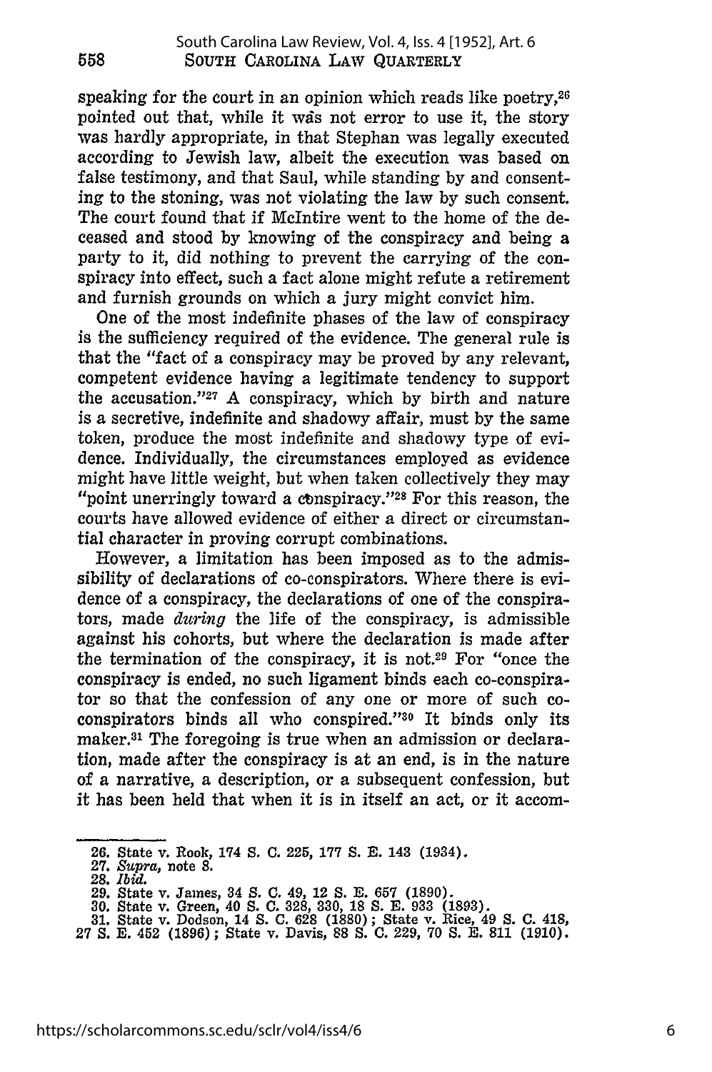speaking for the court in an opinion which reads like poetry,[26] pointed out that, while it was not error to use it, the story was hardly appropriate, in that Stephan was legally executed according to Jewish law, albeit the execution was based on false testimony, and that Saul, while standing by and consenting to the stoning, was not violating the law by such consent. The court found that if McIntire went to the home of the deceased and stood by knowing of the conspiracy and being a party to it, did nothing to prevent the carrying of the conspiracy into effect, such a fact alone might refute a retirement and furnish grounds on which a jury might convict him.

One of the most indefinite phases of the law of conspiracy is the sufficiency required of the evidence. The general rule is that the "fact of a conspiracy may be proved by any relevant, competent evidence having a legitimate tendency to support the accusation."[27] A conspiracy, which by birth and nature is a secretive, indefinite and shadowy affair, must by the same token, produce the most indefinite and shadowy type of evidence. Individually, the circumstances employed as evidence might have little weight, but when taken collectively they may "point unerringly toward a conspiracy."[28] For this reason, the courts have allowed evidence of either a direct or circumstantial character in proving corrupt combinations.

However, a limitation has been imposed as to the admissibility of declarations of co-conspirators. Where there is evidence of a conspiracy, the declarations of one of the conspirators, made *during* the life of the conspiracy, is admissible against his cohorts, but where the declaration is made after the termination of the conspiracy, it is not.[29] For "once the conspiracy is ended, no such ligament binds each co-conspirator so that the confession of any one or more of such co-conspirators binds all who conspired."[30] It binds only its maker.[31] The foregoing is true when an admission or declaration, made after the conspiracy is at an end, is in the nature of a narrative, a description, or a subsequent confession, but it has been held that when it is in itself an act, or it accom-

---

26. State v. Rook, 174 S. C. 225, 177 S. E. 143 (1934).
27. *Supra*, note 8.
28. *Ibid.*
29. State v. James, 34 S. C. 49, 12 S. E. 657 (1890).
30. State v. Green, 40 S. C. 328, 330, 18 S. E. 933 (1893).
31. State v. Dodson, 14 S. C. 628 (1880); State v. Rice, 49 S. C. 418, 27 S. E. 452 (1896); State v. Davis, 88 S. C. 229, 70 S. E. 811 (1910).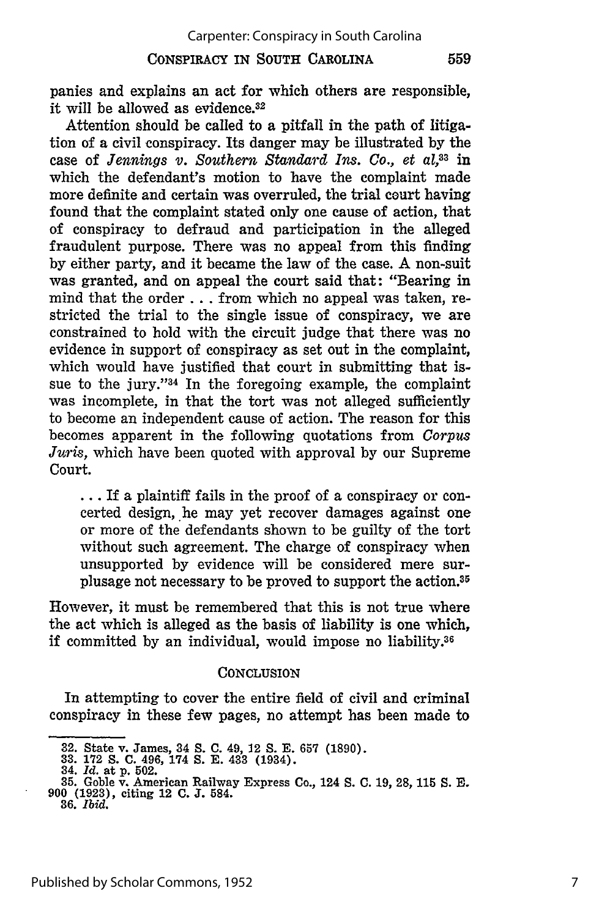panies and explains an act for which others are responsible, it will be allowed as evidence.[32]

Attention should be called to a pitfall in the path of litigation of a civil conspiracy. Its danger may be illustrated by the case of *Jennings v. Southern Standard Ins. Co., et al*,[33] in which the defendant's motion to have the complaint made more definite and certain was overruled, the trial court having found that the complaint stated only one cause of action, that of conspiracy to defraud and participation in the alleged fraudulent purpose. There was no appeal from this finding by either party, and it became the law of the case. A non-suit was granted, and on appeal the court said that: "Bearing in mind that the order . . . from which no appeal was taken, restricted the trial to the single issue of conspiracy, we are constrained to hold with the circuit judge that there was no evidence in support of conspiracy as set out in the complaint, which would have justified that court in submitting that issue to the jury."[34] In the foregoing example, the complaint was incomplete, in that the tort was not alleged sufficiently to become an independent cause of action. The reason for this becomes apparent in the following quotations from *Corpus Juris*, which have been quoted with approval by our Supreme Court.

> . . . If a plaintiff fails in the proof of a conspiracy or concerted design, he may yet recover damages against one or more of the defendants shown to be guilty of the tort without such agreement. The charge of conspiracy when unsupported by evidence will be considered mere surplusage not necessary to be proved to support the action.[35]

However, it must be remembered that this is not true where the act which is alleged as the basis of liability is one which, if committed by an individual, would impose no liability.[36]

## CONCLUSION

In attempting to cover the entire field of civil and criminal conspiracy in these few pages, no attempt has been made to

---

32. State v. James, 34 S. C. 49, 12 S. E. 657 (1890).
33. 172 S. C. 496, 174 S. E. 433 (1934).
34. *Id.* at p. 502.
35. Goble v. American Railway Express Co., 124 S. C. 19, 28, 115 S. E. 900 (1923), citing 12 C. J. 584.
36. *Ibid.*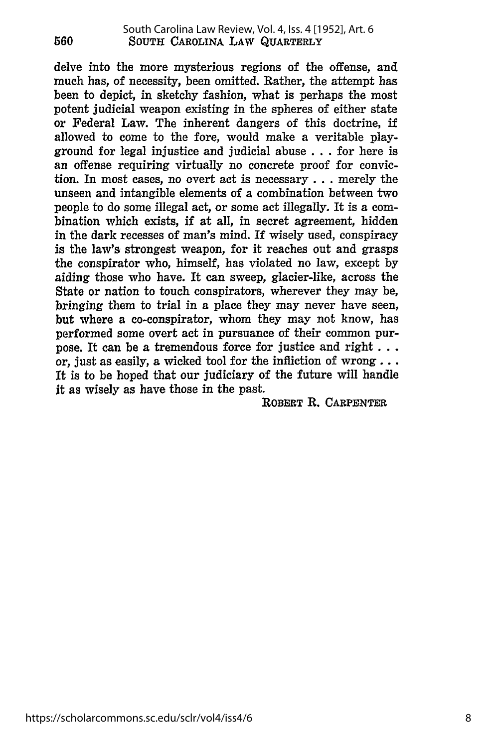delve into the more mysterious regions of the offense, and much has, of necessity, been omitted. Rather, the attempt has been to depict, in sketchy fashion, what is perhaps the most potent judicial weapon existing in the spheres of either state or Federal Law. The inherent dangers of this doctrine, if allowed to come to the fore, would make a veritable playground for legal injustice and judicial abuse . . . for here is an offense requiring virtually no concrete proof for conviction. In most cases, no overt act is necessary . . . merely the unseen and intangible elements of a combination between two people to do some illegal act, or some act illegally. It is a combination which exists, if at all, in secret agreement, hidden in the dark recesses of man's mind. If wisely used, conspiracy is the law's strongest weapon, for it reaches out and grasps the conspirator who, himself, has violated no law, except by aiding those who have. It can sweep, glacier-like, across the State or nation to touch conspirators, wherever they may be, bringing them to trial in a place they may never have seen, but where a co-conspirator, whom they may not know, has performed some overt act in pursuance of their common purpose. It can be a tremendous force for justice and right . . . or, just as easily, a wicked tool for the infliction of wrong . . . It is to be hoped that our judiciary of the future will handle it as wisely as have those in the past.

ROBERT R. CARPENTER